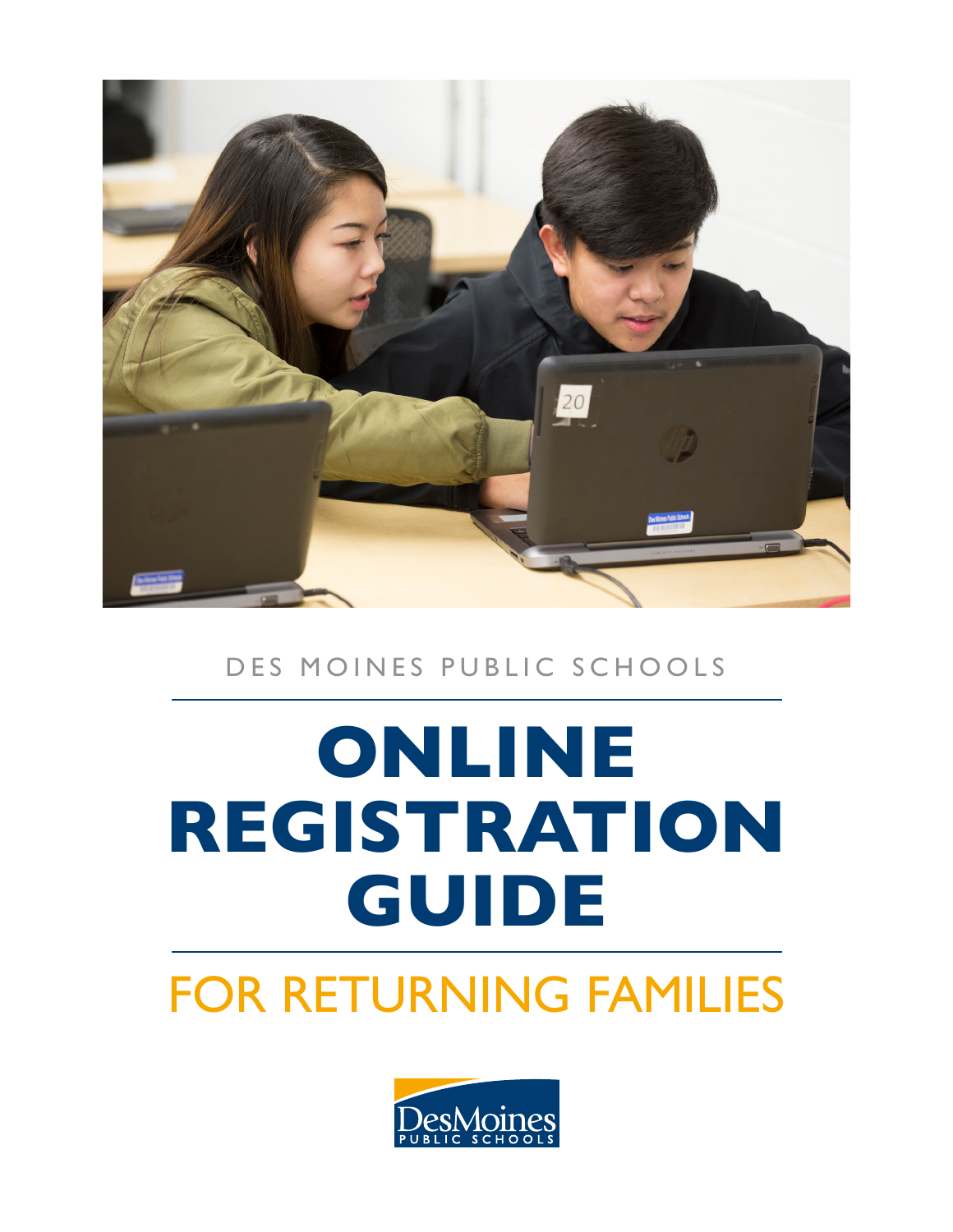DES MOINES PUBLIC SCHOOLS

# ONLINE REGISTRATION GUIDE

## FOR RETURNING FAMILIES

DesMoines PUBLIC SCHOOLS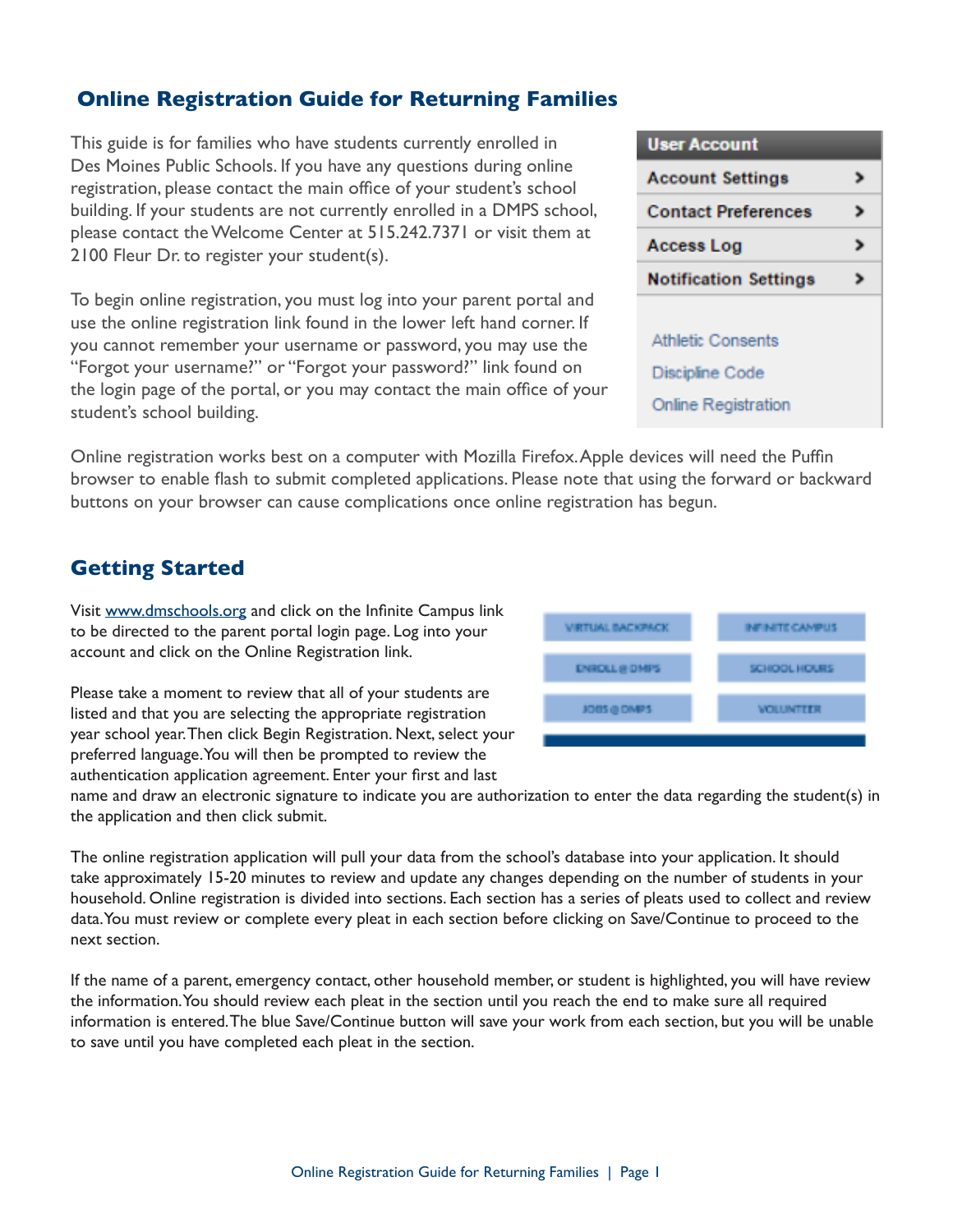## Online Registration Guide for Returning Families

This guide is for families who have students currently enrolled in Des Moines Public Schools. If you have any questions during online registration, please contact the main office of your student's school building. If your students are not currently enrolled in a DMPS school, please contact the Welcome Center at 515.242.7371 or visit them at 2100 Fleur Dr. to register your student(s).

To begin online registration, you must log into your parent portal and use the online registration link found in the lower left hand corner. If you cannot remember your username or password, you may use the "Forgot your username?" or "Forgot your password?" link found on the login page of the portal, or you may contact the main office of your student's school building.

User Account
- Account Settings
- Contact Preferences
- Access Log
- Notification Settings

Athletic Consents
Discipline Code
Online Registration

Online registration works best on a computer with Mozilla Firefox. Apple devices will need the Puffin browser to enable flash to submit completed applications. Please note that using the forward or backward buttons on your browser can cause complications once online registration has begun.

## Getting Started

Visit [www.dmschools.org](http://www.dmschools.org) and click on the Infinite Campus link to be directed to the parent portal login page. Log into your account and click on the Online Registration link.

VIRTUAL BACKPACK | INFINITE CAMPUS | ENROLL @ DMPS | SCHOOL HOURS | JOBS @ DMPS | VOLUNTEER

Please take a moment to review that all of your students are listed and that you are selecting the appropriate registration year school year. Then click Begin Registration. Next, select your preferred language. You will then be prompted to review the authentication application agreement. Enter your first and last name and draw an electronic signature to indicate you are authorization to enter the data regarding the student(s) in the application and then click submit.

The online registration application will pull your data from the school's database into your application. It should take approximately 15-20 minutes to review and update any changes depending on the number of students in your household. Online registration is divided into sections. Each section has a series of pleats used to collect and review data. You must review or complete every pleat in each section before clicking on Save/Continue to proceed to the next section.

If the name of a parent, emergency contact, other household member, or student is highlighted, you will have review the information. You should review each pleat in the section until you reach the end to make sure all required information is entered. The blue Save/Continue button will save your work from each section, but you will be unable to save until you have completed each pleat in the section.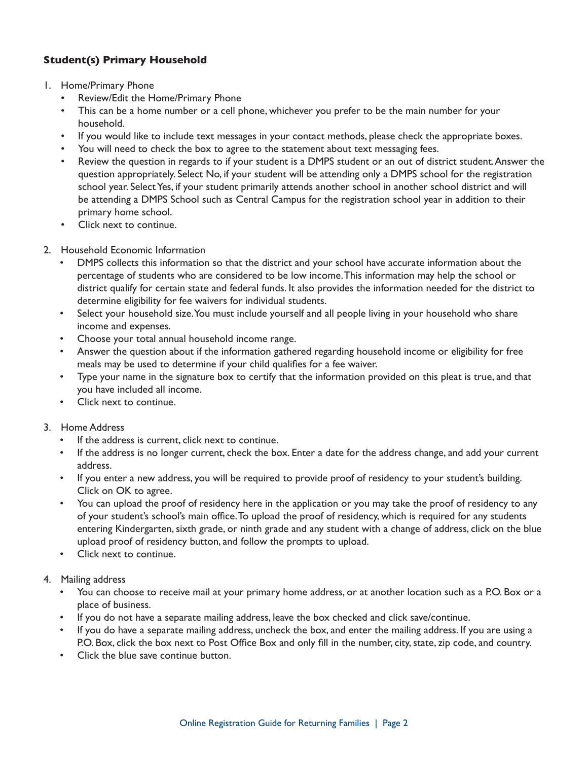**Student(s) Primary Household**

1. Home/Primary Phone
   - Review/Edit the Home/Primary Phone
   - This can be a home number or a cell phone, whichever you prefer to be the main number for your household.
   - If you would like to include text messages in your contact methods, please check the appropriate boxes.
   - You will need to check the box to agree to the statement about text messaging fees.
   - Review the question in regards to if your student is a DMPS student or an out of district student. Answer the question appropriately. Select No, if your student will be attending only a DMPS school for the registration school year. Select Yes, if your student primarily attends another school in another school district and will be attending a DMPS School such as Central Campus for the registration school year in addition to their primary home school.
   - Click next to continue.

2. Household Economic Information
   - DMPS collects this information so that the district and your school have accurate information about the percentage of students who are considered to be low income. This information may help the school or district qualify for certain state and federal funds. It also provides the information needed for the district to determine eligibility for fee waivers for individual students.
   - Select your household size. You must include yourself and all people living in your household who share income and expenses.
   - Choose your total annual household income range.
   - Answer the question about if the information gathered regarding household income or eligibility for free meals may be used to determine if your child qualifies for a fee waiver.
   - Type your name in the signature box to certify that the information provided on this pleat is true, and that you have included all income.
   - Click next to continue.

3. Home Address
   - If the address is current, click next to continue.
   - If the address is no longer current, check the box. Enter a date for the address change, and add your current address.
   - If you enter a new address, you will be required to provide proof of residency to your student's building. Click on OK to agree.
   - You can upload the proof of residency here in the application or you may take the proof of residency to any of your student's school's main office. To upload the proof of residency, which is required for any students entering Kindergarten, sixth grade, or ninth grade and any student with a change of address, click on the blue upload proof of residency button, and follow the prompts to upload.
   - Click next to continue.

4. Mailing address
   - You can choose to receive mail at your primary home address, or at another location such as a P.O. Box or a place of business.
   - If you do not have a separate mailing address, leave the box checked and click save/continue.
   - If you do have a separate mailing address, uncheck the box, and enter the mailing address. If you are using a P.O. Box, click the box next to Post Office Box and only fill in the number, city, state, zip code, and country.
   - Click the blue save continue button.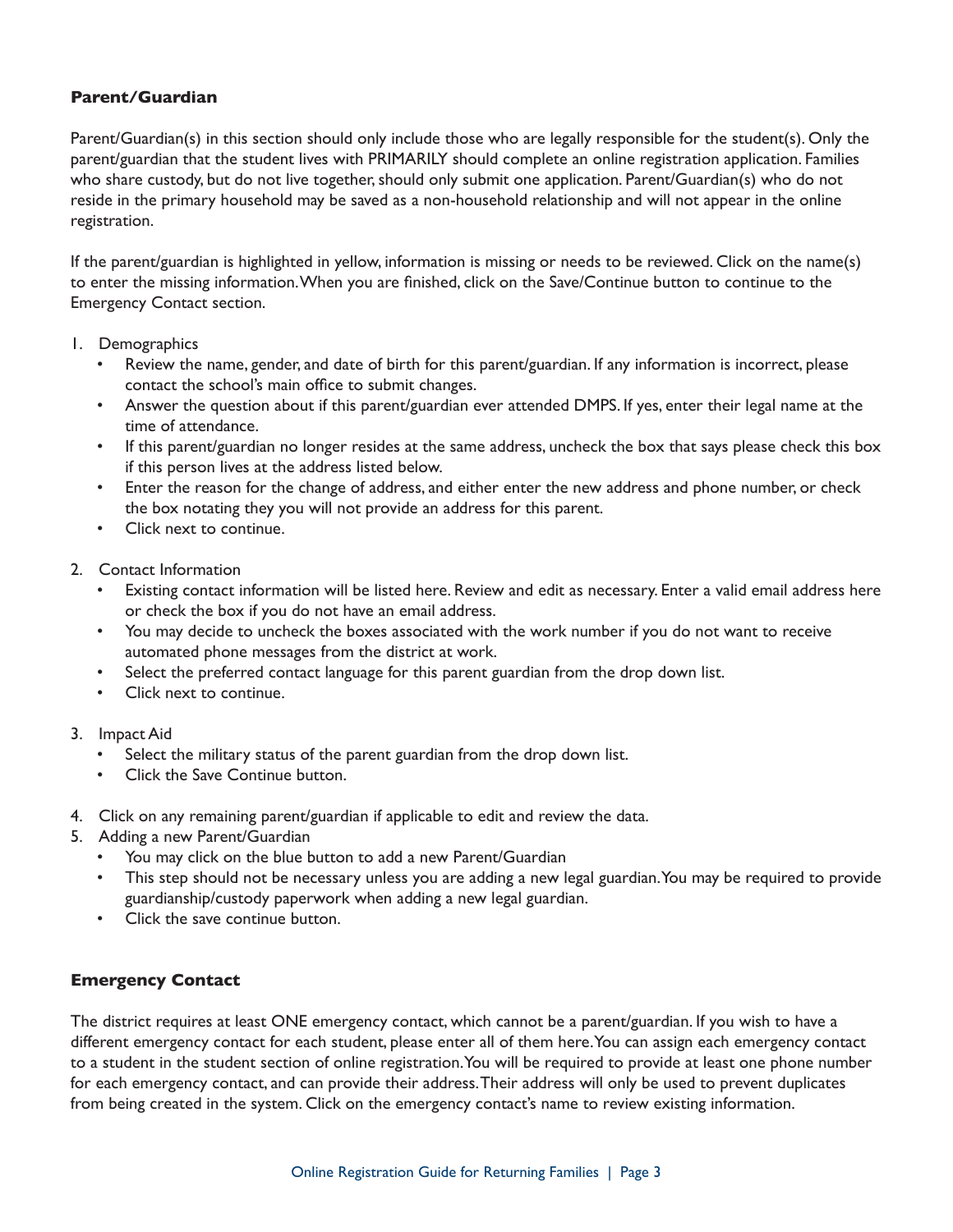## Parent/Guardian

Parent/Guardian(s) in this section should only include those who are legally responsible for the student(s). Only the parent/guardian that the student lives with PRIMARILY should complete an online registration application. Families who share custody, but do not live together, should only submit one application. Parent/Guardian(s) who do not reside in the primary household may be saved as a non-household relationship and will not appear in the online registration.

If the parent/guardian is highlighted in yellow, information is missing or needs to be reviewed. Click on the name(s) to enter the missing information. When you are finished, click on the Save/Continue button to continue to the Emergency Contact section.

1. Demographics
   - Review the name, gender, and date of birth for this parent/guardian. If any information is incorrect, please contact the school's main office to submit changes.
   - Answer the question about if this parent/guardian ever attended DMPS. If yes, enter their legal name at the time of attendance.
   - If this parent/guardian no longer resides at the same address, uncheck the box that says please check this box if this person lives at the address listed below.
   - Enter the reason for the change of address, and either enter the new address and phone number, or check the box notating they you will not provide an address for this parent.
   - Click next to continue.
2. Contact Information
   - Existing contact information will be listed here. Review and edit as necessary. Enter a valid email address here or check the box if you do not have an email address.
   - You may decide to uncheck the boxes associated with the work number if you do not want to receive automated phone messages from the district at work.
   - Select the preferred contact language for this parent guardian from the drop down list.
   - Click next to continue.
3. Impact Aid
   - Select the military status of the parent guardian from the drop down list.
   - Click the Save Continue button.
4. Click on any remaining parent/guardian if applicable to edit and review the data.
5. Adding a new Parent/Guardian
   - You may click on the blue button to add a new Parent/Guardian
   - This step should not be necessary unless you are adding a new legal guardian. You may be required to provide guardianship/custody paperwork when adding a new legal guardian.
   - Click the save continue button.

## Emergency Contact

The district requires at least ONE emergency contact, which cannot be a parent/guardian. If you wish to have a different emergency contact for each student, please enter all of them here. You can assign each emergency contact to a student in the student section of online registration. You will be required to provide at least one phone number for each emergency contact, and can provide their address. Their address will only be used to prevent duplicates from being created in the system. Click on the emergency contact's name to review existing information.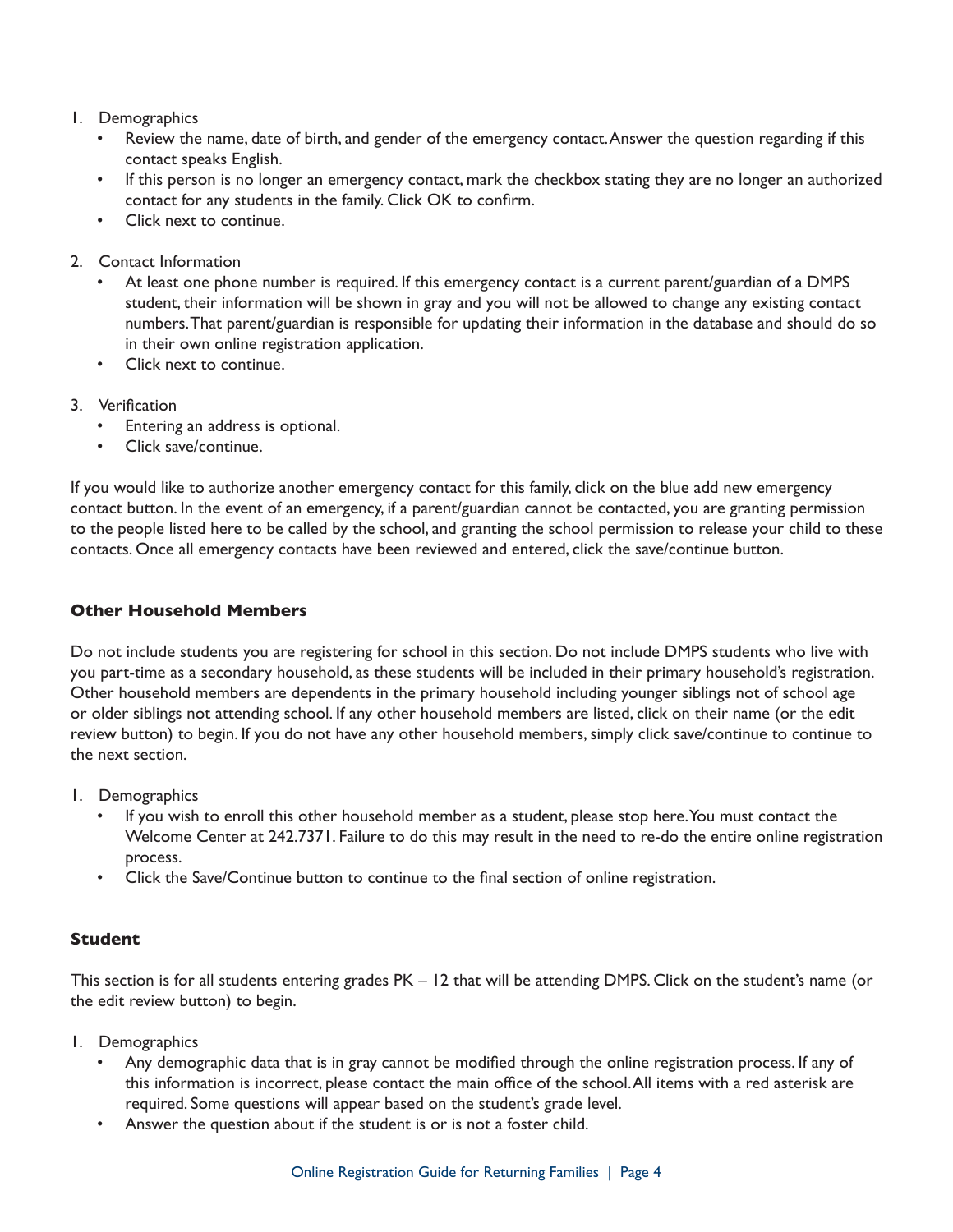1. Demographics
   - Review the name, date of birth, and gender of the emergency contact. Answer the question regarding if this contact speaks English.
   - If this person is no longer an emergency contact, mark the checkbox stating they are no longer an authorized contact for any students in the family. Click OK to confirm.
   - Click next to continue.

2. Contact Information
   - At least one phone number is required. If this emergency contact is a current parent/guardian of a DMPS student, their information will be shown in gray and you will not be allowed to change any existing contact numbers. That parent/guardian is responsible for updating their information in the database and should do so in their own online registration application.
   - Click next to continue.

3. Verification
   - Entering an address is optional.
   - Click save/continue.

If you would like to authorize another emergency contact for this family, click on the blue add new emergency contact button. In the event of an emergency, if a parent/guardian cannot be contacted, you are granting permission to the people listed here to be called by the school, and granting the school permission to release your child to these contacts. Once all emergency contacts have been reviewed and entered, click the save/continue button.

### Other Household Members

Do not include students you are registering for school in this section. Do not include DMPS students who live with you part-time as a secondary household, as these students will be included in their primary household's registration. Other household members are dependents in the primary household including younger siblings not of school age or older siblings not attending school. If any other household members are listed, click on their name (or the edit review button) to begin. If you do not have any other household members, simply click save/continue to continue to the next section.

1. Demographics
   - If you wish to enroll this other household member as a student, please stop here. You must contact the Welcome Center at 242.7371. Failure to do this may result in the need to re-do the entire online registration process.
   - Click the Save/Continue button to continue to the final section of online registration.

### Student

This section is for all students entering grades PK – 12 that will be attending DMPS. Click on the student's name (or the edit review button) to begin.

1. Demographics
   - Any demographic data that is in gray cannot be modified through the online registration process. If any of this information is incorrect, please contact the main office of the school. All items with a red asterisk are required. Some questions will appear based on the student's grade level.
   - Answer the question about if the student is or is not a foster child.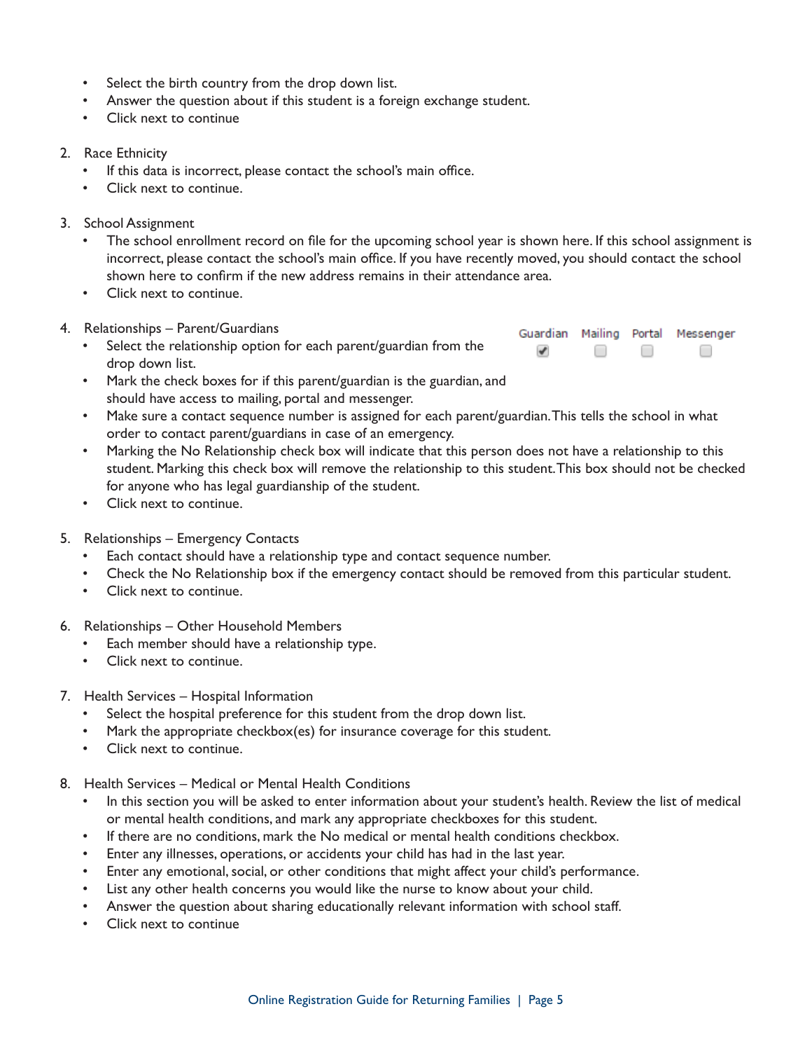- Select the birth country from the drop down list.
- Answer the question about if this student is a foreign exchange student.
- Click next to continue

2. Race Ethnicity
   - If this data is incorrect, please contact the school's main office.
   - Click next to continue.

3. School Assignment
   - The school enrollment record on file for the upcoming school year is shown here. If this school assignment is incorrect, please contact the school's main office. If you have recently moved, you should contact the school shown here to confirm if the new address remains in their attendance area.
   - Click next to continue.

4. Relationships – Parent/Guardians
   - Select the relationship option for each parent/guardian from the drop down list.
   - Mark the check boxes for if this parent/guardian is the guardian, and should have access to mailing, portal and messenger.

   | Guardian | Mailing | Portal | Messenger |
   |---|---|---|---|
   | ☑ | ☐ | ☐ | ☐ |

   - Make sure a contact sequence number is assigned for each parent/guardian. This tells the school in what order to contact parent/guardians in case of an emergency.
   - Marking the No Relationship check box will indicate that this person does not have a relationship to this student. Marking this check box will remove the relationship to this student. This box should not be checked for anyone who has legal guardianship of the student.
   - Click next to continue.

5. Relationships – Emergency Contacts
   - Each contact should have a relationship type and contact sequence number.
   - Check the No Relationship box if the emergency contact should be removed from this particular student.
   - Click next to continue.

6. Relationships – Other Household Members
   - Each member should have a relationship type.
   - Click next to continue.

7. Health Services – Hospital Information
   - Select the hospital preference for this student from the drop down list.
   - Mark the appropriate checkbox(es) for insurance coverage for this student.
   - Click next to continue.

8. Health Services – Medical or Mental Health Conditions
   - In this section you will be asked to enter information about your student's health. Review the list of medical or mental health conditions, and mark any appropriate checkboxes for this student.
   - If there are no conditions, mark the No medical or mental health conditions checkbox.
   - Enter any illnesses, operations, or accidents your child has had in the last year.
   - Enter any emotional, social, or other conditions that might affect your child's performance.
   - List any other health concerns you would like the nurse to know about your child.
   - Answer the question about sharing educationally relevant information with school staff.
   - Click next to continue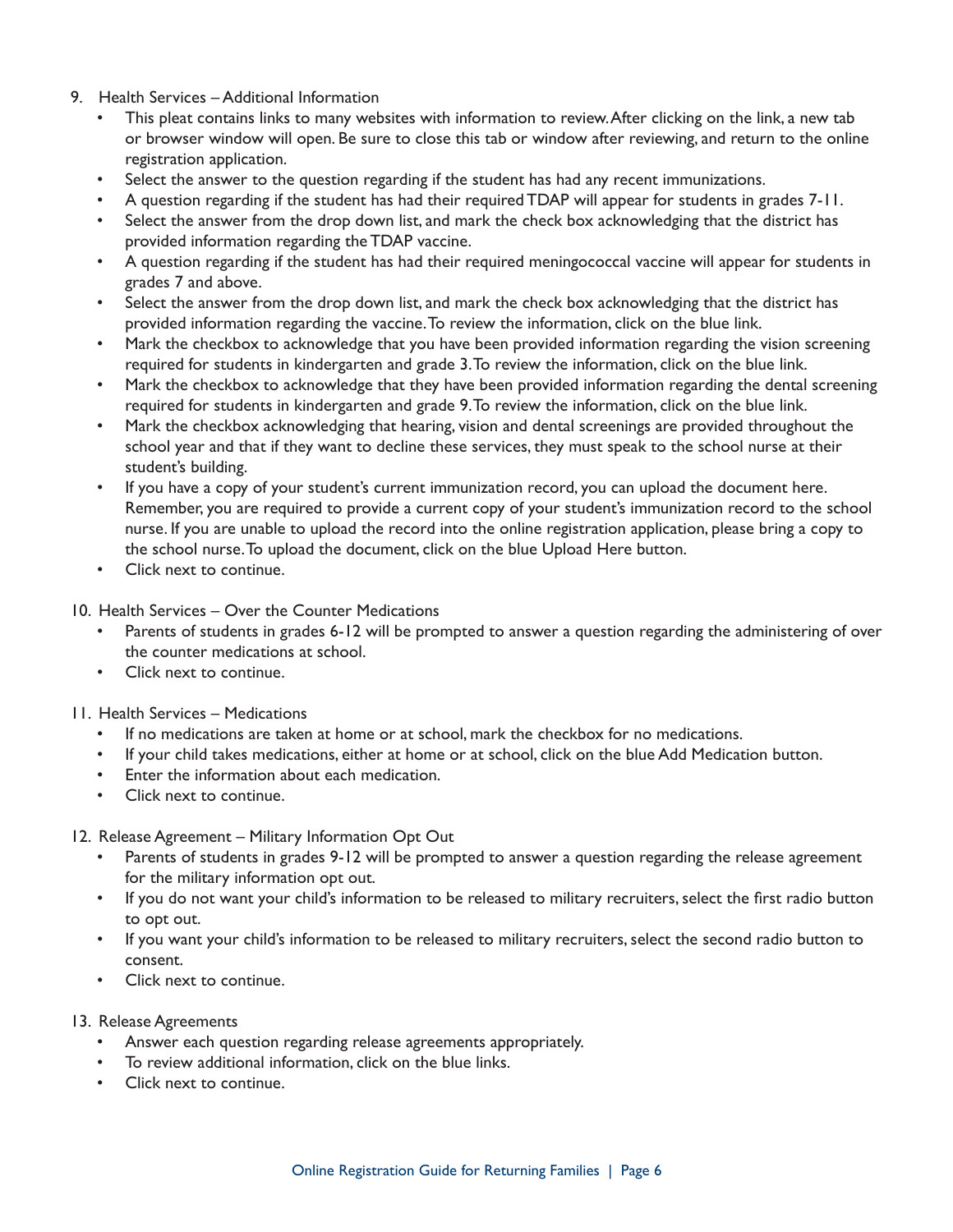9. Health Services – Additional Information
    - This pleat contains links to many websites with information to review. After clicking on the link, a new tab or browser window will open. Be sure to close this tab or window after reviewing, and return to the online registration application.
    - Select the answer to the question regarding if the student has had any recent immunizations.
    - A question regarding if the student has had their required TDAP will appear for students in grades 7-11.
    - Select the answer from the drop down list, and mark the check box acknowledging that the district has provided information regarding the TDAP vaccine.
    - A question regarding if the student has had their required meningococcal vaccine will appear for students in grades 7 and above.
    - Select the answer from the drop down list, and mark the check box acknowledging that the district has provided information regarding the vaccine. To review the information, click on the blue link.
    - Mark the checkbox to acknowledge that you have been provided information regarding the vision screening required for students in kindergarten and grade 3. To review the information, click on the blue link.
    - Mark the checkbox to acknowledge that they have been provided information regarding the dental screening required for students in kindergarten and grade 9. To review the information, click on the blue link.
    - Mark the checkbox acknowledging that hearing, vision and dental screenings are provided throughout the school year and that if they want to decline these services, they must speak to the school nurse at their student's building.
    - If you have a copy of your student's current immunization record, you can upload the document here. Remember, you are required to provide a current copy of your student's immunization record to the school nurse. If you are unable to upload the record into the online registration application, please bring a copy to the school nurse. To upload the document, click on the blue Upload Here button.
    - Click next to continue.

10. Health Services – Over the Counter Medications
    - Parents of students in grades 6-12 will be prompted to answer a question regarding the administering of over the counter medications at school.
    - Click next to continue.

11. Health Services – Medications
    - If no medications are taken at home or at school, mark the checkbox for no medications.
    - If your child takes medications, either at home or at school, click on the blue Add Medication button.
    - Enter the information about each medication.
    - Click next to continue.

12. Release Agreement – Military Information Opt Out
    - Parents of students in grades 9-12 will be prompted to answer a question regarding the release agreement for the military information opt out.
    - If you do not want your child's information to be released to military recruiters, select the first radio button to opt out.
    - If you want your child's information to be released to military recruiters, select the second radio button to consent.
    - Click next to continue.

13. Release Agreements
    - Answer each question regarding release agreements appropriately.
    - To review additional information, click on the blue links.
    - Click next to continue.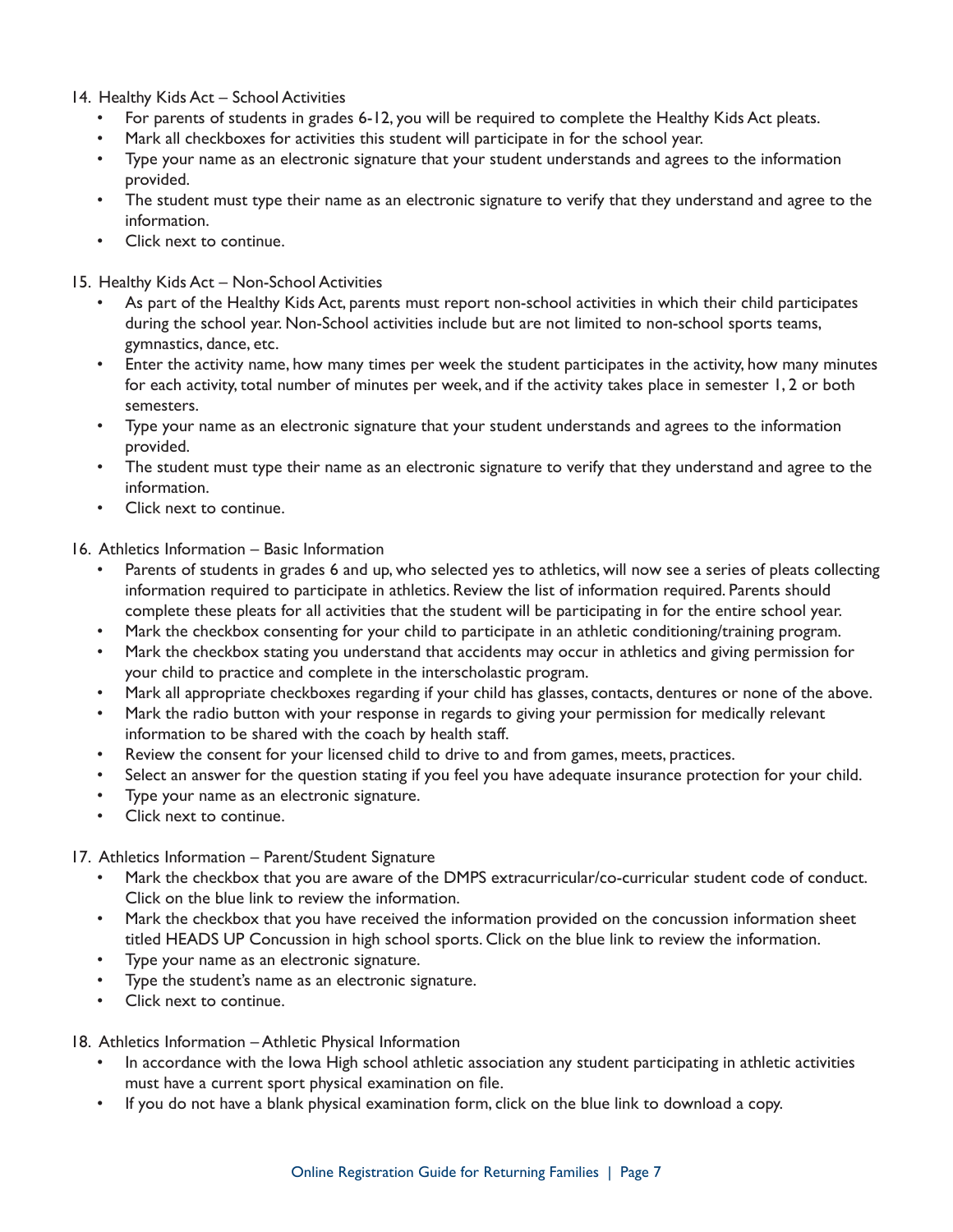14. Healthy Kids Act – School Activities
    - For parents of students in grades 6-12, you will be required to complete the Healthy Kids Act pleats.
    - Mark all checkboxes for activities this student will participate in for the school year.
    - Type your name as an electronic signature that your student understands and agrees to the information provided.
    - The student must type their name as an electronic signature to verify that they understand and agree to the information.
    - Click next to continue.

15. Healthy Kids Act – Non-School Activities
    - As part of the Healthy Kids Act, parents must report non-school activities in which their child participates during the school year. Non-School activities include but are not limited to non-school sports teams, gymnastics, dance, etc.
    - Enter the activity name, how many times per week the student participates in the activity, how many minutes for each activity, total number of minutes per week, and if the activity takes place in semester 1, 2 or both semesters.
    - Type your name as an electronic signature that your student understands and agrees to the information provided.
    - The student must type their name as an electronic signature to verify that they understand and agree to the information.
    - Click next to continue.

16. Athletics Information – Basic Information
    - Parents of students in grades 6 and up, who selected yes to athletics, will now see a series of pleats collecting information required to participate in athletics. Review the list of information required. Parents should complete these pleats for all activities that the student will be participating in for the entire school year.
    - Mark the checkbox consenting for your child to participate in an athletic conditioning/training program.
    - Mark the checkbox stating you understand that accidents may occur in athletics and giving permission for your child to practice and complete in the interscholastic program.
    - Mark all appropriate checkboxes regarding if your child has glasses, contacts, dentures or none of the above.
    - Mark the radio button with your response in regards to giving your permission for medically relevant information to be shared with the coach by health staff.
    - Review the consent for your licensed child to drive to and from games, meets, practices.
    - Select an answer for the question stating if you feel you have adequate insurance protection for your child.
    - Type your name as an electronic signature.
    - Click next to continue.

17. Athletics Information – Parent/Student Signature
    - Mark the checkbox that you are aware of the DMPS extracurricular/co-curricular student code of conduct. Click on the blue link to review the information.
    - Mark the checkbox that you have received the information provided on the concussion information sheet titled HEADS UP Concussion in high school sports. Click on the blue link to review the information.
    - Type your name as an electronic signature.
    - Type the student's name as an electronic signature.
    - Click next to continue.

18. Athletics Information – Athletic Physical Information
    - In accordance with the Iowa High school athletic association any student participating in athletic activities must have a current sport physical examination on file.
    - If you do not have a blank physical examination form, click on the blue link to download a copy.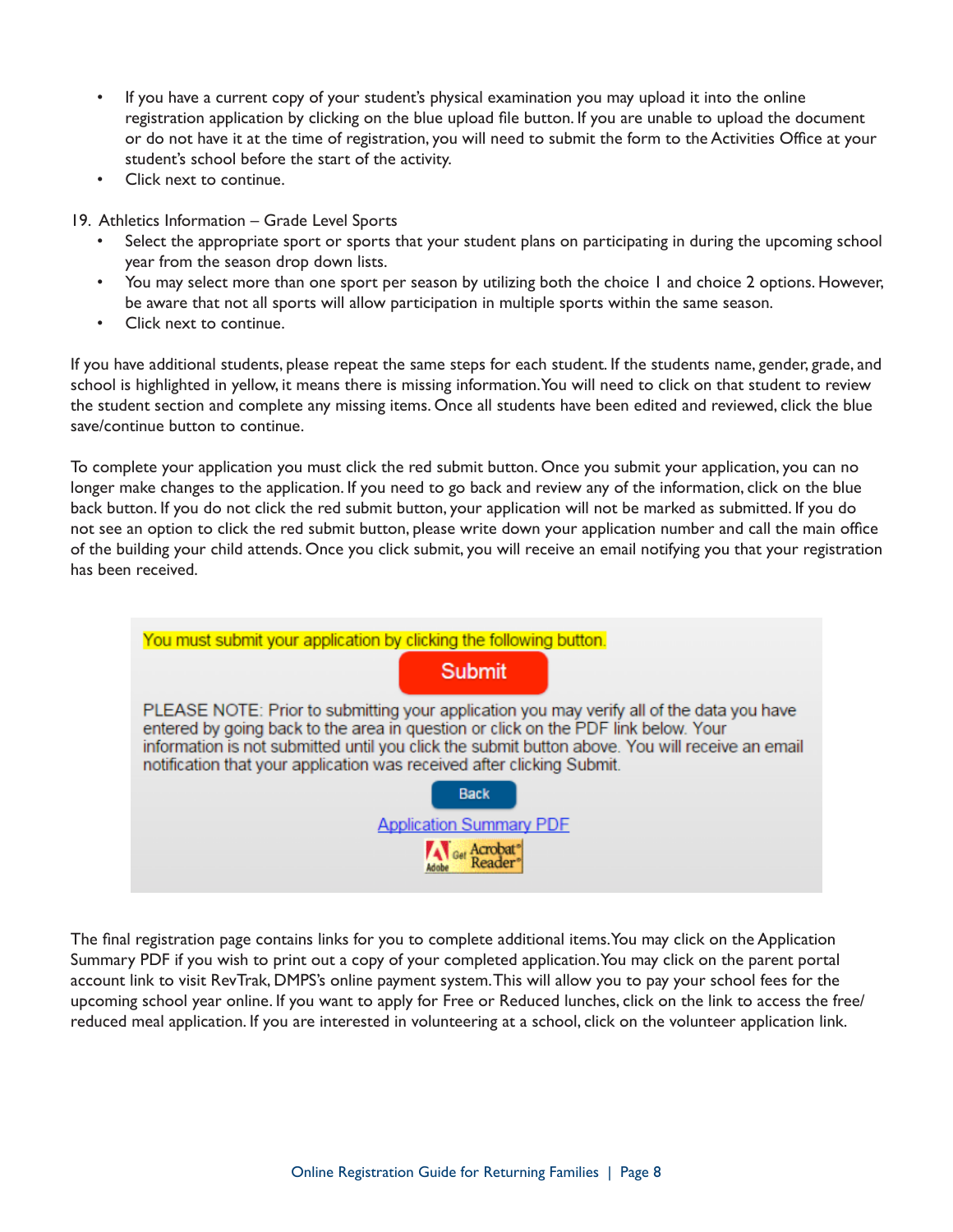- If you have a current copy of your student's physical examination you may upload it into the online registration application by clicking on the blue upload file button. If you are unable to upload the document or do not have it at the time of registration, you will need to submit the form to the Activities Office at your student's school before the start of the activity.
- Click next to continue.

19. Athletics Information – Grade Level Sports
    - Select the appropriate sport or sports that your student plans on participating in during the upcoming school year from the season drop down lists.
    - You may select more than one sport per season by utilizing both the choice 1 and choice 2 options. However, be aware that not all sports will allow participation in multiple sports within the same season.
    - Click next to continue.

If you have additional students, please repeat the same steps for each student. If the students name, gender, grade, and school is highlighted in yellow, it means there is missing information. You will need to click on that student to review the student section and complete any missing items. Once all students have been edited and reviewed, click the blue save/continue button to continue.

To complete your application you must click the red submit button. Once you submit your application, you can no longer make changes to the application. If you need to go back and review any of the information, click on the blue back button. If you do not click the red submit button, your application will not be marked as submitted. If you do not see an option to click the red submit button, please write down your application number and call the main office of the building your child attends. Once you click submit, you will receive an email notifying you that your registration has been received.

You must submit your application by clicking the following button.

Submit

PLEASE NOTE: Prior to submitting your application you may verify all of the data you have entered by going back to the area in question or click on the PDF link below. Your information is not submitted until you click the submit button above. You will receive an email notification that your application was received after clicking Submit.

Back

Application Summary PDF

The final registration page contains links for you to complete additional items. You may click on the Application Summary PDF if you wish to print out a copy of your completed application. You may click on the parent portal account link to visit RevTrak, DMPS's online payment system. This will allow you to pay your school fees for the upcoming school year online. If you want to apply for Free or Reduced lunches, click on the link to access the free/reduced meal application. If you are interested in volunteering at a school, click on the volunteer application link.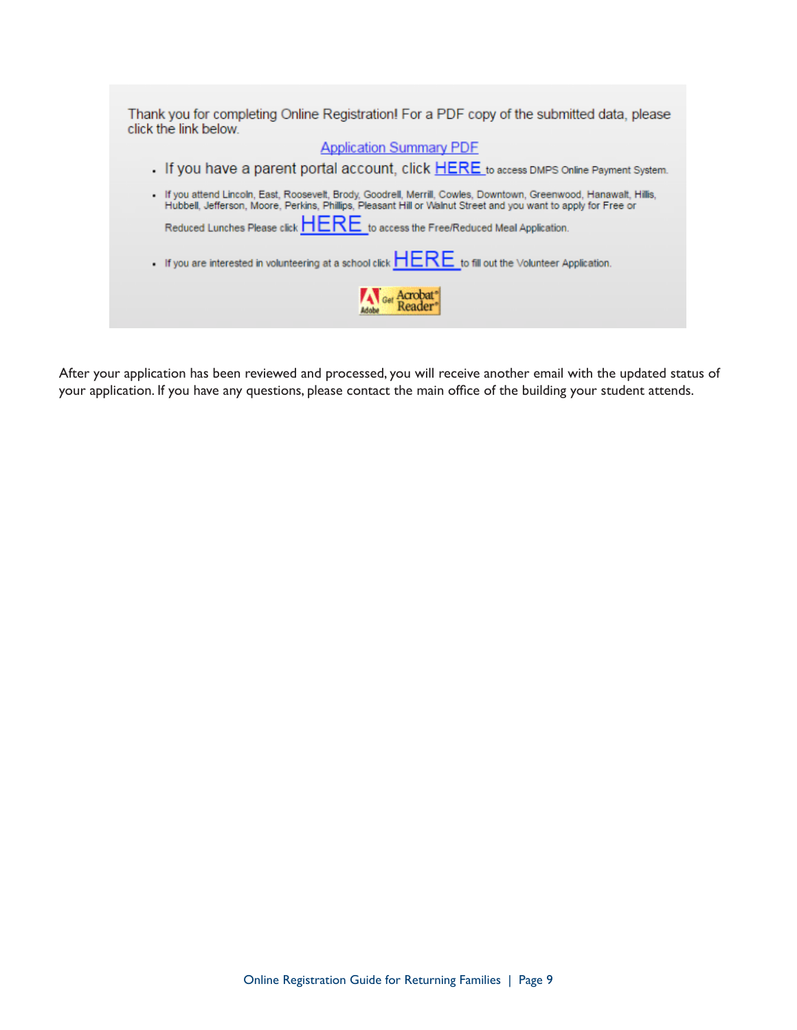Thank you for completing Online Registration! For a PDF copy of the submitted data, please click the link below.

Application Summary PDF

- If you have a parent portal account, click HERE to access DMPS Online Payment System.
- If you attend Lincoln, East, Roosevelt, Brody, Goodrell, Merrill, Cowles, Downtown, Greenwood, Hanawalt, Hillis, Hubbell, Jefferson, Moore, Perkins, Phillips, Pleasant Hill or Walnut Street and you want to apply for Free or Reduced Lunches Please click HERE to access the Free/Reduced Meal Application.
- If you are interested in volunteering at a school click HERE to fill out the Volunteer Application.

Get Adobe Acrobat Reader

After your application has been reviewed and processed, you will receive another email with the updated status of your application. If you have any questions, please contact the main office of the building your student attends.